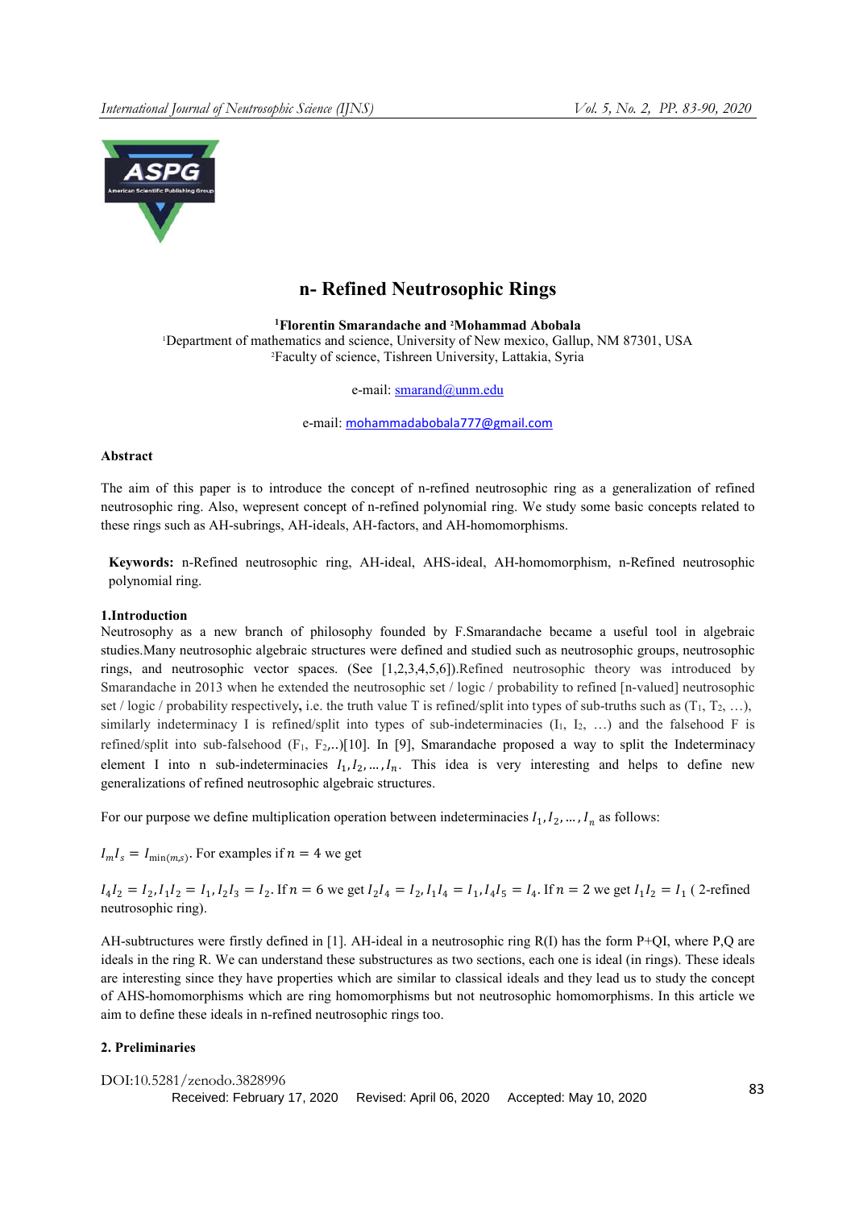# n- Refined Neutrosophic Rings

**[1]Florentin Smarandache and [2]Mohammad Abobala**
[1]Department of mathematics and science, University of New mexico, Gallup, NM 87301, USA
[2]Faculty of science, Tishreen University, Lattakia, Syria

e-mail: smarand@unm.edu

e-mail: mohammadabobala777@gmail.com

**Abstract**

The aim of this paper is to introduce the concept of n-refined neutrosophic ring as a generalization of refined neutrosophic ring. Also, wepresent concept of n-refined polynomial ring. We study some basic concepts related to these rings such as AH-subrings, AH-ideals, AH-factors, and AH-homomorphisms.

**Keywords:** n-Refined neutrosophic ring, AH-ideal, AHS-ideal, AH-homomorphism, n-Refined neutrosophic polynomial ring.

## 1.Introduction

Neutrosophy as a new branch of philosophy founded by F.Smarandache became a useful tool in algebraic studies.Many neutrosophic algebraic structures were defined and studied such as neutrosophic groups, neutrosophic rings, and neutrosophic vector spaces. (See [1,2,3,4,5,6]).Refined neutrosophic theory was introduced by Smarandache in 2013 when he extended the neutrosophic set / logic / probability to refined [n-valued] neutrosophic set / logic / probability respectively**,** i.e. the truth value T is refined/split into types of sub-truths such as ($T_1$, $T_2$, …), similarly indeterminacy I is refined/split into types of sub-indeterminacies ($I_1$, $I_2$, …) and the falsehood F is refined/split into sub-falsehood ($F_1$, $F_2$,..)[10]. In [9], Smarandache proposed a way to split the Indeterminacy element I into n sub-indeterminacies $I_1, I_2, \ldots, I_n$. This idea is very interesting and helps to define new generalizations of refined neutrosophic algebraic structures.

For our purpose we define multiplication operation between indeterminacies $I_1, I_2, \ldots, I_n$ as follows:

$I_m I_s = I_{\min(m,s)}$. For examples if $n = 4$ we get

$I_4 I_2 = I_2, I_1 I_2 = I_1, I_2 I_3 = I_2$. If $n = 6$ we get $I_2 I_4 = I_2, I_1 I_4 = I_1, I_4 I_5 = I_4$. If $n = 2$ we get $I_1 I_2 = I_1$ ( 2-refined neutrosophic ring).

AH-subtructures were firstly defined in [1]. AH-ideal in a neutrosophic ring R(I) has the form P+QI, where P,Q are ideals in the ring R. We can understand these substructures as two sections, each one is ideal (in rings). These ideals are interesting since they have properties which are similar to classical ideals and they lead us to study the concept of AHS-homomorphisms which are ring homomorphisms but not neutrosophic homomorphisms. In this article we aim to define these ideals in n-refined neutrosophic rings too.

## 2. Preliminaries

DOI:10.5281/zenodo.3828996
Received: February 17, 2020 Revised: April 06, 2020 Accepted: May 10, 2020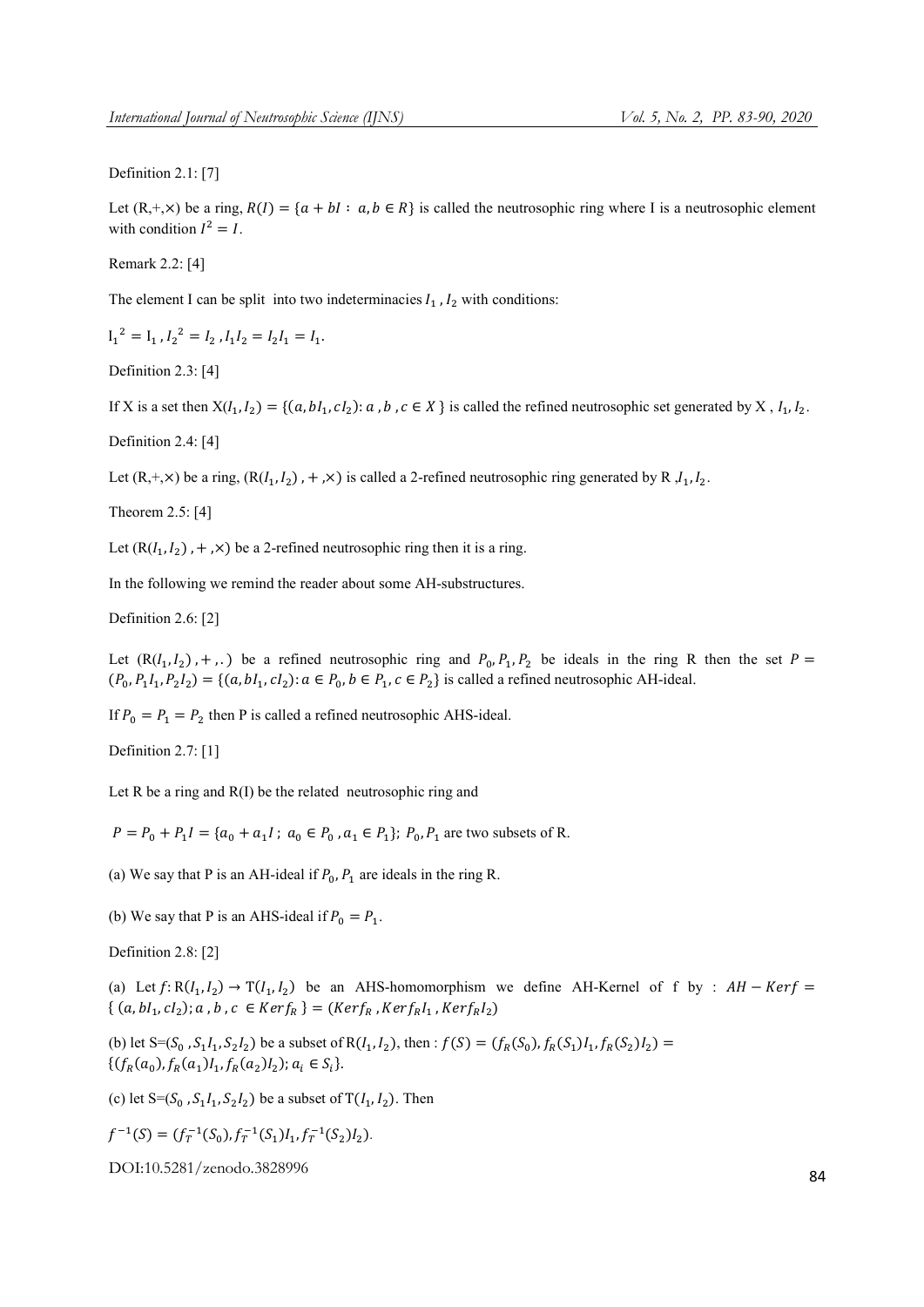Definition 2.1: [7]

Let (R,+,×) be a ring, $R(I) = \{a + bI : a, b \in R\}$ is called the neutrosophic ring where I is a neutrosophic element with condition $I^2 = I$.

Remark 2.2: [4]

The element I can be split into two indeterminacies $I_1$, $I_2$ with conditions:

$I_1{}^2 = I_1$, $I_2{}^2 = I_2$, $I_1 I_2 = I_2 I_1 = I_1$.

Definition 2.3: [4]

If X is a set then $X(I_1, I_2) = \{(a, bI_1, cI_2) : a, b, c \in X\}$ is called the refined neutrosophic set generated by X , $I_1, I_2$.

Definition 2.4: [4]

Let (R,+,×) be a ring, $(R(I_1, I_2), +, \times)$ is called a 2-refined neutrosophic ring generated by R ,$I_1, I_2$.

Theorem 2.5: [4]

Let $(R(I_1, I_2), +, \times)$ be a 2-refined neutrosophic ring then it is a ring.

In the following we remind the reader about some AH-substructures.

Definition 2.6: [2]

Let $(R(I_1, I_2), +, .)$ be a refined neutrosophic ring and $P_0, P_1, P_2$ be ideals in the ring R then the set $P = (P_0, P_1 I_1, P_2 I_2) = \{(a, bI_1, cI_2) : a \in P_0, b \in P_1, c \in P_2\}$ is called a refined neutrosophic AH-ideal.

If $P_0 = P_1 = P_2$ then P is called a refined neutrosophic AHS-ideal.

Definition 2.7: [1]

Let R be a ring and R(I) be the related neutrosophic ring and

$P = P_0 + P_1 I = \{a_0 + a_1 I ;\ a_0 \in P_0, a_1 \in P_1\}$; $P_0, P_1$ are two subsets of R.

(a) We say that P is an AH-ideal if $P_0, P_1$ are ideals in the ring R.

(b) We say that P is an AHS-ideal if $P_0 = P_1$.

Definition 2.8: [2]

(a) Let $f: R(I_1, I_2) \to T(I_1, I_2)$ be an AHS-homomorphism we define AH-Kernel of f by : $AH - Kerf = \{(a, bI_1, cI_2); a, b, c \in Kerf_R\} = (Kerf_R, Kerf_R I_1, Kerf_R I_2)$

(b) let $S = (S_0, S_1 I_1, S_2 I_2)$ be a subset of $R(I_1, I_2)$, then : $f(S) = (f_R(S_0), f_R(S_1) I_1, f_R(S_2) I_2) = \{(f_R(a_0), f_R(a_1) I_1, f_R(a_2) I_2); a_i \in S_i\}$.

(c) let $S = (S_0, S_1 I_1, S_2 I_2)$ be a subset of $T(I_1, I_2)$. Then

$f^{-1}(S) = (f_T^{-1}(S_0), f_T^{-1}(S_1) I_1, f_T^{-1}(S_2) I_2)$.

DOI:10.5281/zenodo.3828996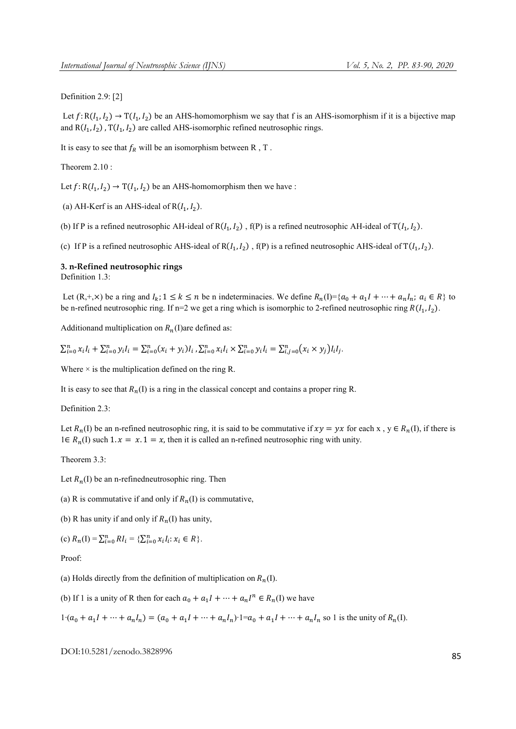Definition 2.9: [2]

Let $f: R(I_1, I_2) \to T(I_1, I_2)$ be an AHS-homomorphism we say that f is an AHS-isomorphism if it is a bijective map and $R(I_1, I_2)$ , $T(I_1, I_2)$ are called AHS-isomorphic refined neutrosophic rings.

It is easy to see that $f_R$ will be an isomorphism between R , T .

Theorem 2.10 :

Let $f: R(I_1, I_2) \to T(I_1, I_2)$ be an AHS-homomorphism then we have :

(a) AH-Kerf is an AHS-ideal of $R(I_1, I_2)$.

(b) If P is a refined neutrosophic AH-ideal of $R(I_1, I_2)$ , f(P) is a refined neutrosophic AH-ideal of $T(I_1, I_2)$.

(c) If P is a refined neutrosophic AHS-ideal of $R(I_1, I_2)$ , f(P) is a refined neutrosophic AHS-ideal of $T(I_1, I_2)$.

## 3. n-Refined neutrosophic rings

Definition 1.3:

Let (R,+,×) be a ring and $I_k; 1 \leq k \leq n$ be n indeterminacies. We define $R_n(I)=\{a_0 + a_1 I + \cdots + a_n I_n;\ a_i \in R\}$ to be n-refined neutrosophic ring. If n=2 we get a ring which is isomorphic to 2-refined neutrosophic ring $R(I_1, I_2)$.

Additionand multiplication on $R_n(I)$are defined as:

$\sum_{i=0}^{n} x_i I_i + \sum_{i=0}^{n} y_i I_i = \sum_{i=0}^{n} (x_i + y_i) I_i$ ,$\sum_{i=0}^{n} x_i I_i \times \sum_{i=0}^{n} y_i I_i = \sum_{i,j=0}^{n} (x_i \times y_j) I_i I_j$.

Where × is the multiplication defined on the ring R.

It is easy to see that $R_n(I)$ is a ring in the classical concept and contains a proper ring R.

Definition 2.3:

Let $R_n(I)$ be an n-refined neutrosophic ring, it is said to be commutative if $xy = yx$ for each x , y ∈ $R_n(I)$, if there is $1 \in R_n(I)$ such $1.x = x.1 = x$, then it is called an n-refined neutrosophic ring with unity.

Theorem 3.3:

Let $R_n(I)$ be an n-refinedneutrosophic ring. Then

(a) R is commutative if and only if $R_n(I)$ is commutative,

(b) R has unity if and only if $R_n(I)$ has unity,

(c) $R_n(I) = \sum_{i=0}^{n} R I_i = \{\sum_{i=0}^{n} x_i I_i: x_i \in R\}$.

Proof:

(a) Holds directly from the definition of multiplication on $R_n(I)$.

(b) If 1 is a unity of R then for each $a_0 + a_1 I + \cdots + a_n I^n \in R_n(I)$ we have

$1 \cdot (a_0 + a_1 I + \cdots + a_n I_n) = (a_0 + a_1 I + \cdots + a_n I_n) \cdot 1 = a_0 + a_1 I + \cdots + a_n I_n$ so 1 is the unity of $R_n(I)$.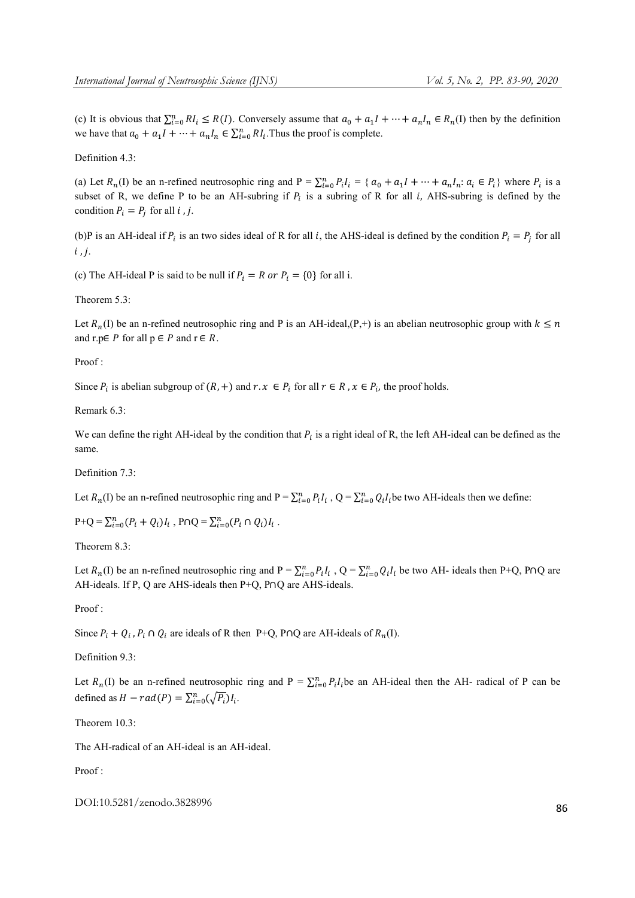(c) It is obvious that $\sum_{i=0}^{n} RI_i \leq R(I)$. Conversely assume that $a_0 + a_1 I + \cdots + a_n I_n \in R_n(\mathrm{I})$ then by the definition we have that $a_0 + a_1 I + \cdots + a_n I_n \in \sum_{i=0}^{n} RI_i$. Thus the proof is complete.

Definition 4.3:

(a) Let $R_n(\mathrm{I})$ be an n-refined neutrosophic ring and P = $\sum_{i=0}^{n} P_i I_i$ = $\{ a_0 + a_1 I + \cdots + a_n I_n : a_i \in P_i \}$ where $P_i$ is a subset of R, we define P to be an AH-subring if $P_i$ is a subring of R for all $i$, AHS-subring is defined by the condition $P_i = P_j$ for all $i, j$.

(b)P is an AH-ideal if $P_i$ is an two sides ideal of R for all $i$, the AHS-ideal is defined by the condition $P_i = P_j$ for all $i, j$.

(c) The AH-ideal P is said to be null if $P_i = R \ or \ P_i = \{0\}$ for all i.

Theorem 5.3:

Let $R_n(\mathrm{I})$ be an n-refined neutrosophic ring and P is an AH-ideal,(P,+) is an abelian neutrosophic group with $k \leq n$ and r.p$\in P$ for all p $\in P$ and r $\in R$.

Proof :

Since $P_i$ is abelian subgroup of $(R, +)$ and $r.x \in P_i$ for all $r \in R$ , $x \in P_i$, the proof holds.

Remark 6.3:

We can define the right AH-ideal by the condition that $P_i$ is a right ideal of R, the left AH-ideal can be defined as the same.

Definition 7.3:

Let $R_n(\mathrm{I})$ be an n-refined neutrosophic ring and P = $\sum_{i=0}^{n} P_i I_i$ , Q = $\sum_{i=0}^{n} Q_i I_i$ be two AH-ideals then we define:

P+Q = $\sum_{i=0}^{n} (P_i + Q_i) I_i$ , P∩Q = $\sum_{i=0}^{n} (P_i \cap Q_i) I_i$ .

Theorem 8.3:

Let $R_n(\mathrm{I})$ be an n-refined neutrosophic ring and P = $\sum_{i=0}^{n} P_i I_i$ , Q = $\sum_{i=0}^{n} Q_i I_i$ be two AH- ideals then P+Q, P∩Q are AH-ideals. If P, Q are AHS-ideals then P+Q, P∩Q are AHS-ideals.

Proof :

Since $P_i + Q_i$ , $P_i \cap Q_i$ are ideals of R then P+Q, P∩Q are AH-ideals of $R_n(\mathrm{I})$.

Definition 9.3:

Let $R_n(\mathrm{I})$ be an n-refined neutrosophic ring and P = $\sum_{i=0}^{n} P_i I_i$ be an AH-ideal then the AH- radical of P can be defined as $H - rad(P) = \sum_{i=0}^{n} (\sqrt{P_i}) I_i$.

Theorem 10.3:

The AH-radical of an AH-ideal is an AH-ideal.

Proof :

DOI:10.5281/zenodo.3828996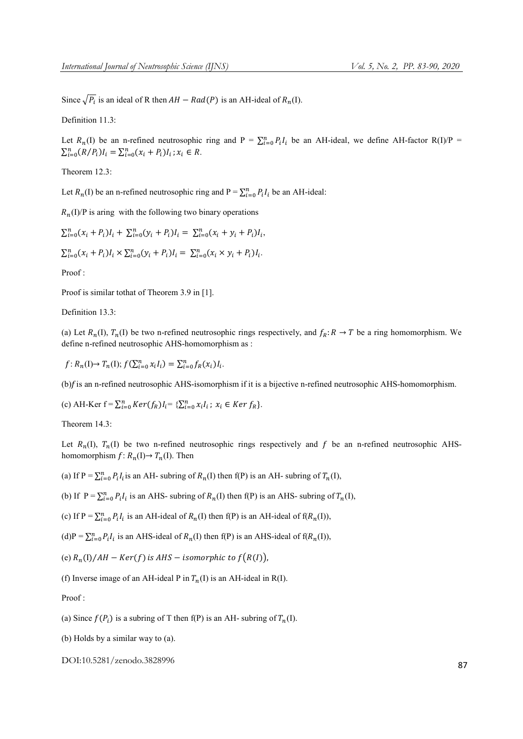Since $\sqrt{P_i}$ is an ideal of R then $AH - Rad(P)$ is an AH-ideal of $R_n$(I).

Definition 11.3:

Let $R_n$(I) be an n-refined neutrosophic ring and P = $\sum_{i=0}^{n} P_i I_i$ be an AH-ideal, we define AH-factor R(I)/P = $\sum_{i=0}^{n}(R/P_i)I_i = \sum_{i=0}^{n}(x_i + P_i)I_i \,; x_i \in R$.

Theorem 12.3:

Let $R_n$(I) be an n-refined neutrosophic ring and P = $\sum_{i=0}^{n} P_i I_i$ be an AH-ideal:

$R_n$(I)/P is aring with the following two binary operations

$\sum_{i=0}^{n}(x_i + P_i)I_i + \sum_{i=0}^{n}(y_i + P_i)I_i = \sum_{i=0}^{n}(x_i + y_i + P_i)I_i$,

$\sum_{i=0}^{n}(x_i + P_i)I_i \times \sum_{i=0}^{n}(y_i + P_i)I_i = \sum_{i=0}^{n}(x_i \times y_i + P_i)I_i$.

Proof :

Proof is similar tothat of Theorem 3.9 in [1].

Definition 13.3:

(a) Let $R_n$(I), $T_n$(I) be two n-refined neutrosophic rings respectively, and $f_R: R \to T$ be a ring homomorphism. We define n-refined neutrosophic AHS-homomorphism as :

$f: R_n(I) \to T_n(I); f(\sum_{i=0}^{n} x_i I_i) = \sum_{i=0}^{n} f_R(x_i) I_i$.

(b)$f$ is an n-refined neutrosophic AHS-isomorphism if it is a bijective n-refined neutrosophic AHS-homomorphism.

(c) AH-Ker f = $\sum_{i=0}^{n} Ker(f_R)I_i$= $\{\sum_{i=0}^{n} x_i I_i \,;\, x_i \in Ker\, f_R\}$.

Theorem 14.3:

Let $R_n$(I), $T_n$(I) be two n-refined neutrosophic rings respectively and $f$ be an n-refined neutrosophic AHS-homomorphism $f$: $R_n$(I)→ $T_n$(I). Then

(a) If P = $\sum_{i=0}^{n} P_i I_i$ is an AH- subring of $R_n$(I) then f(P) is an AH- subring of $T_n$(I),

(b) If P = $\sum_{i=0}^{n} P_i I_i$ is an AHS- subring of $R_n$(I) then f(P) is an AHS- subring of $T_n$(I),

(c) If P = $\sum_{i=0}^{n} P_i I_i$ is an AH-ideal of $R_n$(I) then f(P) is an AH-ideal of f($R_n$(I)),

(d)P = $\sum_{i=0}^{n} P_i I_i$ is an AHS-ideal of $R_n$(I) then f(P) is an AHS-ideal of f($R_n$(I)),

(e) $R_n(I)/AH - Ker(f)\ is\ AHS - isomorphic\ to\ f(R(I))$,

(f) Inverse image of an AH-ideal P in $T_n$(I) is an AH-ideal in R(I).

Proof :

(a) Since $f(P_i)$ is a subring of T then f(P) is an AH- subring of $T_n$(I).

(b) Holds by a similar way to (a).

DOI:10.5281/zenodo.3828996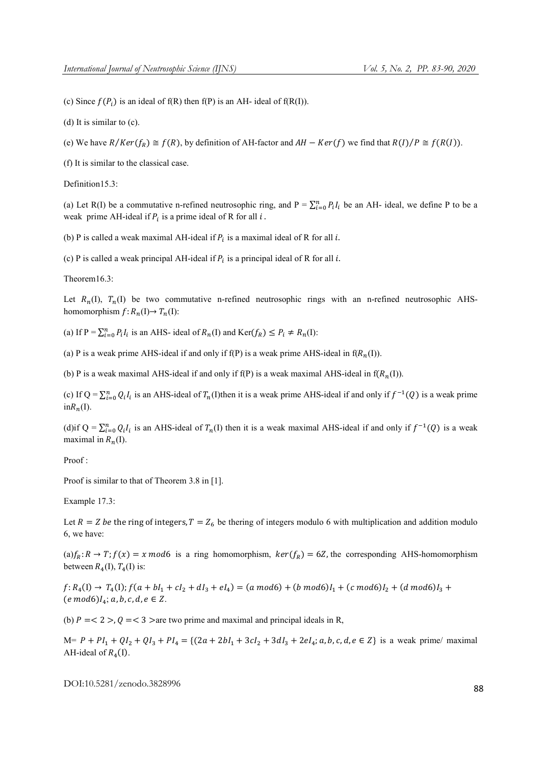(c) Since $f(P_i)$ is an ideal of f(R) then f(P) is an AH- ideal of f(R(I)).

(d) It is similar to (c).

(e) We have $R/Ker(f_R) \cong f(R)$, by definition of AH-factor and $AH - Ker(f)$ we find that $R(I)/P \cong f(R(I))$.

(f) It is similar to the classical case.

Definition15.3:

(a) Let R(I) be a commutative n-refined neutrosophic ring, and $P = \sum_{i=0}^{n} P_i I_i$ be an AH- ideal, we define P to be a weak prime AH-ideal if $P_i$ is a prime ideal of R for all $i$.

(b) P is called a weak maximal AH-ideal if $P_i$ is a maximal ideal of R for all $i$.

(c) P is called a weak principal AH-ideal if $P_i$ is a principal ideal of R for all $i$.

Theorem16.3:

Let $R_n$(I), $T_n$(I) be two commutative n-refined neutrosophic rings with an n-refined neutrosophic AHS-homomorphism $f: R_n(I) \rightarrow T_n(I)$:

(a) If $P = \sum_{i=0}^{n} P_i I_i$ is an AHS- ideal of $R_n$(I) and $Ker(f_R) \leq P_i \neq R_n(I)$:

(a) P is a weak prime AHS-ideal if and only if f(P) is a weak prime AHS-ideal in f($R_n$(I)).

(b) P is a weak maximal AHS-ideal if and only if f(P) is a weak maximal AHS-ideal in f($R_n$(I)).

(c) If $Q = \sum_{i=0}^{n} Q_i I_i$ is an AHS-ideal of $T_n$(I)then it is a weak prime AHS-ideal if and only if $f^{-1}(Q)$ is a weak prime in$R_n$(I).

(d)if $Q = \sum_{i=0}^{n} Q_i I_i$ is an AHS-ideal of $T_n$(I) then it is a weak maximal AHS-ideal if and only if $f^{-1}(Q)$ is a weak maximal in $R_n$(I).

Proof :

Proof is similar to that of Theorem 3.8 in [1].

Example 17.3:

Let $R = Z$ be the ring of integers, $T = Z_6$ be thering of integers modulo 6 with multiplication and addition modulo 6, we have:

(a)$f_R: R \rightarrow T; f(x) = x \, mod6$ is a ring homomorphism, $ker(f_R) = 6Z$, the corresponding AHS-homomorphism between $R_4$(I), $T_4$(I) is:

$f: R_4(I) \rightarrow T_4(I); f(a + bI_1 + cI_2 + dI_3 + eI_4) = (a \, mod6) + (b \, mod6)I_1 + (c \, mod6)I_2 + (d \, mod6)I_3 + (e \, mod6)I_4; a, b, c, d, e \in Z$.

(b) $P = <2>, Q = <3>$ are two prime and maximal and principal ideals in R,

M= $P + PI_1 + QI_2 + QI_3 + PI_4 = \{(2a + 2bI_1 + 3cI_2 + 3dI_3 + 2eI_4; a, b, c, d, e \in Z\}$ is a weak prime/ maximal AH-ideal of $R_4$(I).

DOI:10.5281/zenodo.3828996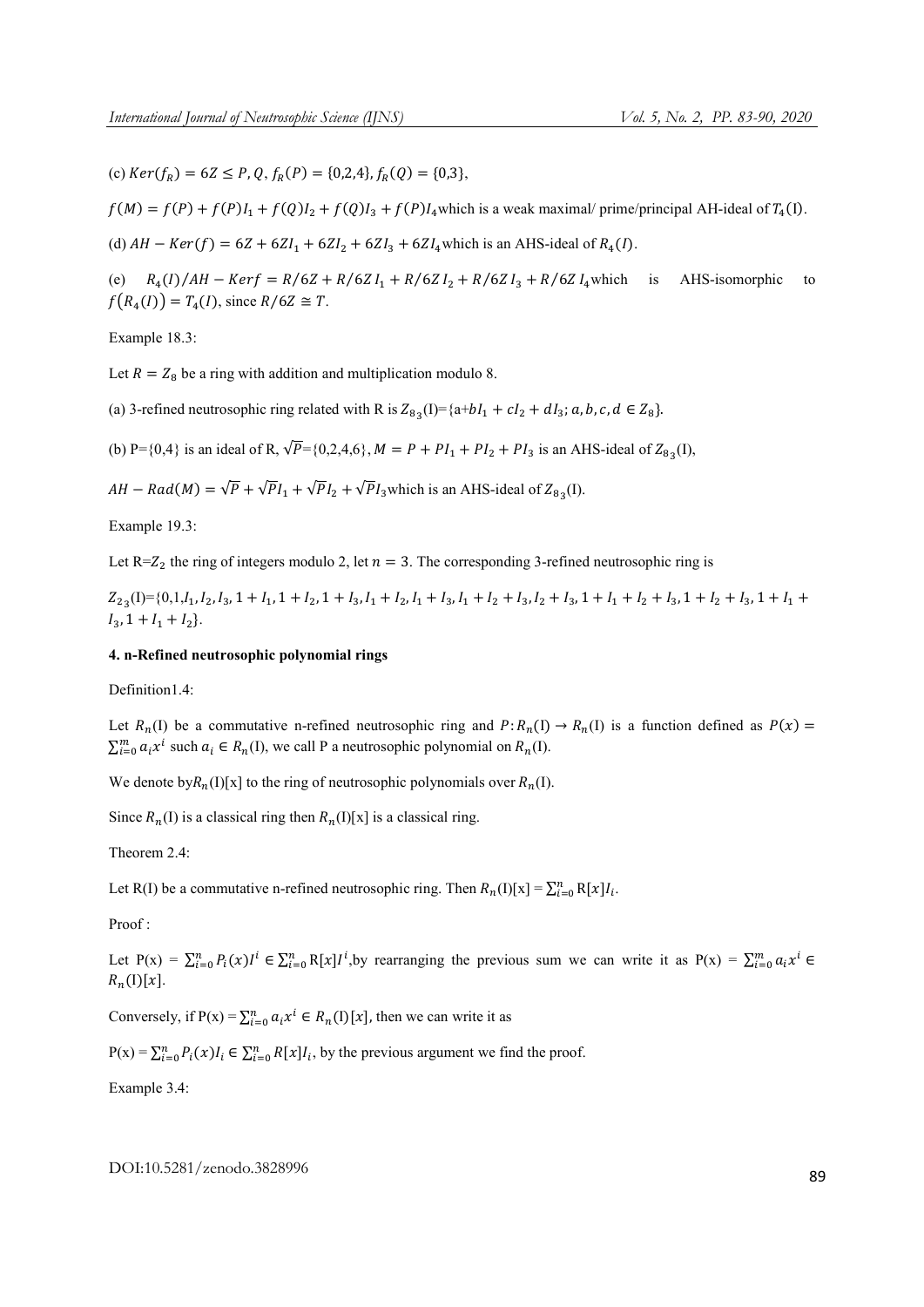(c) $Ker(f_R) = 6Z \leq P, Q$, $f_R(P) = \{0,2,4\}$, $f_R(Q) = \{0,3\}$,

$f(M) = f(P) + f(P)I_1 + f(Q)I_2 + f(Q)I_3 + f(P)I_4$ which is a weak maximal/ prime/principal AH-ideal of $T_4(\mathrm{I})$.

(d) $AH - Ker(f) = 6Z + 6ZI_1 + 6ZI_2 + 6ZI_3 + 6ZI_4$ which is an AHS-ideal of $R_4(I)$.

(e) $R_4(I)/AH - Kerf = R/6Z + R/6Z\,I_1 + R/6Z\,I_2 + R/6Z\,I_3 + R/6Z\,I_4$ which is AHS-isomorphic to $f\big(R_4(I)\big) = T_4(I)$, since $R/6Z \cong T$.

Example 18.3:

Let $R = Z_8$ be a ring with addition and multiplication modulo 8.

(a) 3-refined neutrosophic ring related with R is $Z_{8_3}(\mathrm{I})=\{a+bI_1 + cI_2 + dI_3; a, b, c, d \in Z_8\}$.

(b) P={0,4} is an ideal of R, $\sqrt{P}$={0,2,4,6}, $M = P + PI_1 + PI_2 + PI_3$ is an AHS-ideal of $Z_{8_3}(\mathrm{I})$,

$AH - Rad(M) = \sqrt{P} + \sqrt{P}I_1 + \sqrt{P}I_2 + \sqrt{P}I_3$ which is an AHS-ideal of $Z_{8_3}(\mathrm{I})$.

Example 19.3:

Let R=$Z_2$ the ring of integers modulo 2, let $n = 3$. The corresponding 3-refined neutrosophic ring is

$Z_{2_3}(\mathrm{I})=\{0,1,I_1,I_2,I_3, 1 + I_1, 1 + I_2, 1 + I_3, I_1 + I_2, I_1 + I_3, I_1 + I_2 + I_3, I_2 + I_3, 1 + I_1 + I_2 + I_3, 1 + I_2 + I_3, 1 + I_1 + I_3, 1 + I_1 + I_2\}$.

### 4. n-Refined neutrosophic polynomial rings

Definition1.4:

Let $R_n(\mathrm{I})$ be a commutative n-refined neutrosophic ring and $P: R_n(\mathrm{I}) \to R_n(\mathrm{I})$ is a function defined as $P(x) = \sum_{i=0}^{m} a_i x^i$ such $a_i \in R_n(\mathrm{I})$, we call P a neutrosophic polynomial on $R_n(\mathrm{I})$.

We denote by $R_n(\mathrm{I})$[x] to the ring of neutrosophic polynomials over $R_n(\mathrm{I})$.

Since $R_n(\mathrm{I})$ is a classical ring then $R_n(\mathrm{I})$[x] is a classical ring.

Theorem 2.4:

Let R(I) be a commutative n-refined neutrosophic ring. Then $R_n(\mathrm{I})[x] = \sum_{i=0}^{n} \mathrm{R}[x]I_i$.

Proof :

Let $\mathrm{P(x)} = \sum_{i=0}^{n} P_i(x)I^i \in \sum_{i=0}^{n} \mathrm{R}[x]I^i$, by rearranging the previous sum we can write it as $\mathrm{P(x)} = \sum_{i=0}^{m} a_i x^i \in R_n(\mathrm{I})[x]$.

Conversely, if $\mathrm{P(x)} = \sum_{i=0}^{n} a_i x^i \in R_n(\mathrm{I})[x]$, then we can write it as

$\mathrm{P(x)} = \sum_{i=0}^{n} P_i(x)I_i \in \sum_{i=0}^{n} R[x]I_i$, by the previous argument we find the proof.

Example 3.4: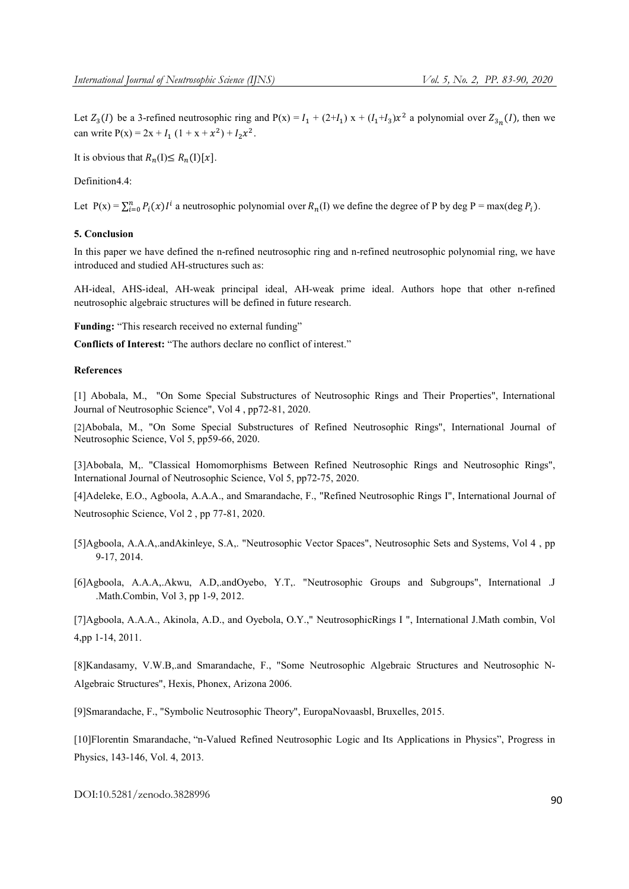Let $Z_3(I)$ be a 3-refined neutrosophic ring and P(x) = $I_1$ + (2+$I_1$) x + ($I_1$+$I_3$)$x^2$ a polynomial over $Z_{3_n}(I)$, then we can write P(x) = 2x + $I_1$ (1 + x + $x^2$) + $I_2x^2$.

It is obvious that $R_n(\mathrm{I}) \leq R_n(\mathrm{I})[x]$.

Definition4.4:

Let $\mathrm{P(x)} = \sum_{i=0}^{n} P_i(x) I^i$ a neutrosophic polynomial over $R_n$(I) we define the degree of P by deg P = max(deg $P_i$).

## 5. Conclusion

In this paper we have defined the n-refined neutrosophic ring and n-refined neutrosophic polynomial ring, we have introduced and studied AH-structures such as:

AH-ideal, AHS-ideal, AH-weak principal ideal, AH-weak prime ideal. Authors hope that other n-refined neutrosophic algebraic structures will be defined in future research.

**Funding:** "This research received no external funding"

**Conflicts of Interest:** "The authors declare no conflict of interest."

## References

[1] Abobala, M., "On Some Special Substructures of Neutrosophic Rings and Their Properties", International Journal of Neutrosophic Science", Vol 4 , pp72-81, 2020.

[2]Abobala, M., "On Some Special Substructures of Refined Neutrosophic Rings", International Journal of Neutrosophic Science, Vol 5, pp59-66, 2020.

[3]Abobala, M,. "Classical Homomorphisms Between Refined Neutrosophic Rings and Neutrosophic Rings", International Journal of Neutrosophic Science, Vol 5, pp72-75, 2020.

[4]Adeleke, E.O., Agboola, A.A.A., and Smarandache, F., "Refined Neutrosophic Rings I", International Journal of Neutrosophic Science, Vol 2 , pp 77-81, 2020.

[5]Agboola, A.A.A,.andAkinleye, S.A,. "Neutrosophic Vector Spaces", Neutrosophic Sets and Systems, Vol 4 , pp 9-17, 2014.

[6]Agboola, A.A.A,.Akwu, A.D,.andOyebo, Y.T,. "Neutrosophic Groups and Subgroups", International .J .Math.Combin, Vol 3, pp 1-9, 2012.

[7]Agboola, A.A.A., Akinola, A.D., and Oyebola, O.Y.," NeutrosophicRings I ", International J.Math combin, Vol 4,pp 1-14, 2011.

[8]Kandasamy, V.W.B,.and Smarandache, F., "Some Neutrosophic Algebraic Structures and Neutrosophic N-Algebraic Structures", Hexis, Phonex, Arizona 2006.

[9]Smarandache, F., "Symbolic Neutrosophic Theory", EuropaNovaasbl, Bruxelles, 2015.

[10]Florentin Smarandache, "n-Valued Refined Neutrosophic Logic and Its Applications in Physics", Progress in Physics, 143-146, Vol. 4, 2013.

DOI:10.5281/zenodo.3828996